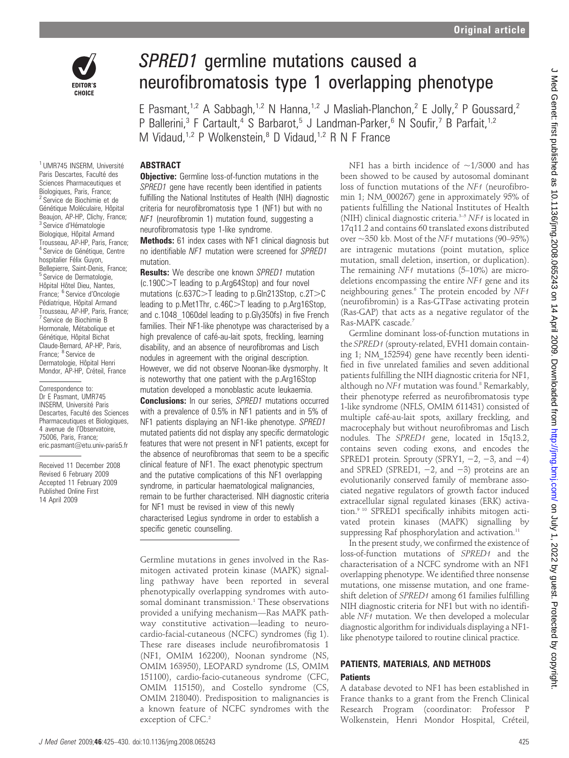# SPRED1 germline mutations caused a neurofibromatosis type 1 overlapping phenotype

E Pasmant,[1,2] A Sabbagh,[1,2] N Hanna,[1,2] J Masliah-Planchon,[2] E Jolly,[2] P Goussard,[2] P Ballerini,[3] F Cartault,[4] S Barbarot,[5] J Landman-Parker,[6] N Soufir,[7] B Parfait,[1,2] M Vidaud,[1,2] P Wolkenstein,[8] D Vidaud,[1,2] R N F France

[1] UMR745 INSERM, Université Paris Descartes, Faculté des Sciences Pharmaceutiques et Biologiques, Paris, France; [2] Service de Biochimie et de Génétique Moléculaire, Hôpital Beaujon, AP-HP, Clichy, France; [3] Service d'Hématologie Biologique, Hôpital Armand Trousseau, AP-HP, Paris, France; [4] Service de Génétique, Centre hospitalier Félix Guyon, Bellepierre, Saint-Denis, France; [5] Service de Dermatologie, Hôpital Hôtel Dieu, Nantes, France; [6] Service d'Oncologie Pédiatrique, Hôpital Armand Trousseau, AP-HP, Paris, France; [7] Service de Biochimie B Hormonale, Métabolique et Génétique, Hôpital Bichat Claude-Bernard, AP-HP, Paris, France; [8] Service de Dermatologie, Hôpital Henri Mondor, AP-HP, Créteil, France

Correspondence to: Dr E Pasmant, UMR745 INSERM, Université Paris Descartes, Faculté des Sciences Pharmaceutiques et Biologiques, 4 avenue de l'Observatoire, 75006, Paris, France; eric.pasmant@etu.univ-paris5.fr

Received 11 December 2008
Revised 6 February 2009
Accepted 11 February 2009
Published Online First 14 April 2009

## ABSTRACT

**Objective:** Germline loss-of-function mutations in the *SPRED1* gene have recently been identified in patients fulfilling the National Institutes of Health (NIH) diagnostic criteria for neurofibromatosis type 1 (NF1) but with no *NF1* (neurofibromin 1) mutation found, suggesting a neurofibromatosis type 1-like syndrome.

**Methods:** 61 index cases with NF1 clinical diagnosis but no identifiable *NF1* mutation were screened for *SPRED1* mutation.

**Results:** We describe one known *SPRED1* mutation (c.190C>T leading to p.Arg64Stop) and four novel mutations (c.637C>T leading to p.Gln213Stop, c.2T>C leading to p.Met1Thr, c.46C>T leading to p.Arg16Stop, and c.1048_1060del leading to p.Gly350fs) in five French families. Their NF1-like phenotype was characterised by a high prevalence of café-au-lait spots, freckling, learning disability, and an absence of neurofibromas and Lisch nodules in agreement with the original description. However, we did not observe Noonan-like dysmorphy. It is noteworthy that one patient with the p.Arg16Stop mutation developed a monoblastic acute leukaemia.

**Conclusions:** In our series, *SPRED1* mutations occurred with a prevalence of 0.5% in NF1 patients and in 5% of NF1 patients displaying an NF1-like phenotype. *SPRED1* mutated patients did not display any specific dermatologic features that were not present in NF1 patients, except for the absence of neurofibromas that seem to be a specific clinical feature of NF1. The exact phenotypic spectrum and the putative complications of this NF1 overlapping syndrome, in particular haematological malignancies, remain to be further characterised. NIH diagnostic criteria for NF1 must be revised in view of this newly characterised Legius syndrome in order to establish a specific genetic counselling.

Germline mutations in genes involved in the Ras-mitogen activated protein kinase (MAPK) signalling pathway have been reported in several phenotypically overlapping syndromes with autosomal dominant transmission.[1] These observations provided a unifying mechanism—Ras MAPK pathway constitutive activation—leading to neuro-cardio-facial-cutaneous (NCFC) syndromes (fig 1). These rare diseases include neurofibromatosis 1 (NF1, OMIM 162200), Noonan syndrome (NS, OMIM 163950), LEOPARD syndrome (LS, OMIM 151100), cardio-facio-cutaneous syndrome (CFC, OMIM 115150), and Costello syndrome (CS, OMIM 218040). Predisposition to malignancies is a known feature of NCFC syndromes with the exception of CFC.[2]

NF1 has a birth incidence of ~1/3000 and has been showed to be caused by autosomal dominant loss of function mutations of the *NF1* (neurofibromin 1; NM_000267) gene in approximately 95% of patients fulfilling the National Institutes of Health (NIH) clinical diagnostic criteria.[3–5] *NF1* is located in 17q11.2 and contains 60 translated exons distributed over ~350 kb. Most of the *NF1* mutations (90–95%) are intragenic mutations (point mutation, splice mutation, small deletion, insertion, or duplication). The remaining *NF1* mutations (5–10%) are microdeletions encompassing the entire *NF1* gene and its neighbouring genes.[6] The protein encoded by *NF1* (neurofibromin) is a Ras-GTPase activating protein (Ras-GAP) that acts as a negative regulator of the Ras-MAPK cascade.[7]

Germline dominant loss-of-function mutations in the *SPRED1* (sprouty-related, EVH1 domain containing 1; NM_152594) gene have recently been identified in five unrelated families and seven additional patients fulfilling the NIH diagnostic criteria for NF1, although no *NF1* mutation was found.[8] Remarkably, their phenotype referred as neurofibromatosis type 1-like syndrome (NFLS, OMIM 611431) consisted of multiple café-au-lait spots, axillary freckling, and macrocephaly but without neurofibromas and Lisch nodules. The *SPRED1* gene, located in 15q13.2, contains seven coding exons, and encodes the SPRED1 protein. Sprouty (SPRY1, −2, −3, and −4) and SPRED (SPRED1, −2, and −3) proteins are an evolutionarily conserved family of membrane associated negative regulators of growth factor induced extracellular signal regulated kinases (ERK) activation.[9,10] SPRED1 specifically inhibits mitogen activated protein kinases (MAPK) signalling by suppressing Raf phosphorylation and activation.[11]

In the present study, we confirmed the existence of loss-of-function mutations of *SPRED1* and the characterisation of a NCFC syndrome with an NF1 overlapping phenotype. We identified three nonsense mutations, one missense mutation, and one frameshift deletion of *SPRED1* among 61 families fulfilling NIH diagnostic criteria for NF1 but with no identifiable *NF1* mutation. We then developed a molecular diagnostic algorithm for individuals displaying a NF1-like phenotype tailored to routine clinical practice.

## PATIENTS, MATERIALS, AND METHODS

### Patients

A database devoted to NF1 has been established in France thanks to a grant from the French Clinical Research Program (coordinator: Professor P Wolkenstein, Henri Mondor Hospital, Créteil,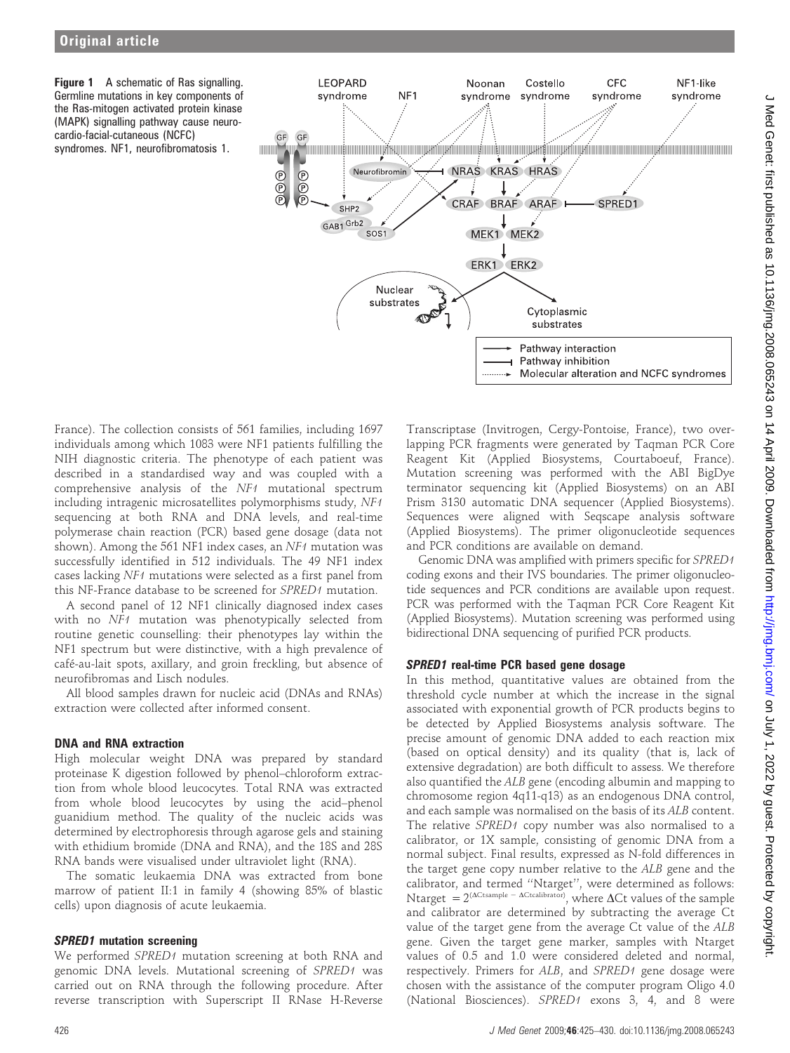**Figure 1** A schematic of Ras signalling. Germline mutations in key components of the Ras-mitogen activated protein kinase (MAPK) signalling pathway cause neuro-cardio-facial-cutaneous (NCFC) syndromes. NF1, neurofibromatosis 1.

France). The collection consists of 561 families, including 1697 individuals among which 1083 were NF1 patients fulfilling the NIH diagnostic criteria. The phenotype of each patient was described in a standardised way and was coupled with a comprehensive analysis of the *NF1* mutational spectrum including intragenic microsatellites polymorphisms study, *NF1* sequencing at both RNA and DNA levels, and real-time polymerase chain reaction (PCR) based gene dosage (data not shown). Among the 561 NF1 index cases, an *NF1* mutation was successfully identified in 512 individuals. The 49 NF1 index cases lacking *NF1* mutations were selected as a first panel from this NF-France database to be screened for *SPRED1* mutation.

A second panel of 12 NF1 clinically diagnosed index cases with no *NF1* mutation was phenotypically selected from routine genetic counselling: their phenotypes lay within the NF1 spectrum but were distinctive, with a high prevalence of café-au-lait spots, axillary, and groin freckling, but absence of neurofibromas and Lisch nodules.

All blood samples drawn for nucleic acid (DNAs and RNAs) extraction were collected after informed consent.

### DNA and RNA extraction

High molecular weight DNA was prepared by standard proteinase K digestion followed by phenol–chloroform extraction from whole blood leucocytes. Total RNA was extracted from whole blood leucocytes by using the acid–phenol guanidium method. The quality of the nucleic acids was determined by electrophoresis through agarose gels and staining with ethidium bromide (DNA and RNA), and the 18S and 28S RNA bands were visualised under ultraviolet light (RNA).

The somatic leukaemia DNA was extracted from bone marrow of patient II:1 in family 4 (showing 85% of blastic cells) upon diagnosis of acute leukaemia.

### *SPRED1* mutation screening

We performed *SPRED1* mutation screening at both RNA and genomic DNA levels. Mutational screening of *SPRED1* was carried out on RNA through the following procedure. After reverse transcription with Superscript II RNase H-Reverse Transcriptase (Invitrogen, Cergy-Pontoise, France), two overlapping PCR fragments were generated by Taqman PCR Core Reagent Kit (Applied Biosystems, Courtaboeuf, France). Mutation screening was performed with the ABI BigDye terminator sequencing kit (Applied Biosystems) on an ABI Prism 3130 automatic DNA sequencer (Applied Biosystems). Sequences were aligned with Seqscape analysis software (Applied Biosystems). The primer oligonucleotide sequences and PCR conditions are available on demand.

Genomic DNA was amplified with primers specific for *SPRED1* coding exons and their IVS boundaries. The primer oligonucleotide sequences and PCR conditions are available upon request. PCR was performed with the Taqman PCR Core Reagent Kit (Applied Biosystems). Mutation screening was performed using bidirectional DNA sequencing of purified PCR products.

### *SPRED1* real-time PCR based gene dosage

In this method, quantitative values are obtained from the threshold cycle number at which the increase in the signal associated with exponential growth of PCR products begins to be detected by Applied Biosystems analysis software. The precise amount of genomic DNA added to each reaction mix (based on optical density) and its quality (that is, lack of extensive degradation) are both difficult to assess. We therefore also quantified the *ALB* gene (encoding albumin and mapping to chromosome region 4q11-q13) as an endogenous DNA control, and each sample was normalised on the basis of its *ALB* content. The relative *SPRED1* copy number was also normalised to a calibrator, or 1X sample, consisting of genomic DNA from a normal subject. Final results, expressed as N-fold differences in the target gene copy number relative to the *ALB* gene and the calibrator, and termed "Ntarget", were determined as follows: $\text{Ntarget} = 2^{(\Delta\text{Ct}_{\text{sample}} - \Delta\text{Ct}_{\text{calibrator}})}$, where ΔCt values of the sample and calibrator are determined by subtracting the average Ct value of the target gene from the average Ct value of the *ALB* gene. Given the target gene marker, samples with Ntarget values of 0.5 and 1.0 were considered deleted and normal, respectively. Primers for *ALB*, and *SPRED1* gene dosage were chosen with the assistance of the computer program Oligo 4.0 (National Biosciences). *SPRED1* exons 3, 4, and 8 were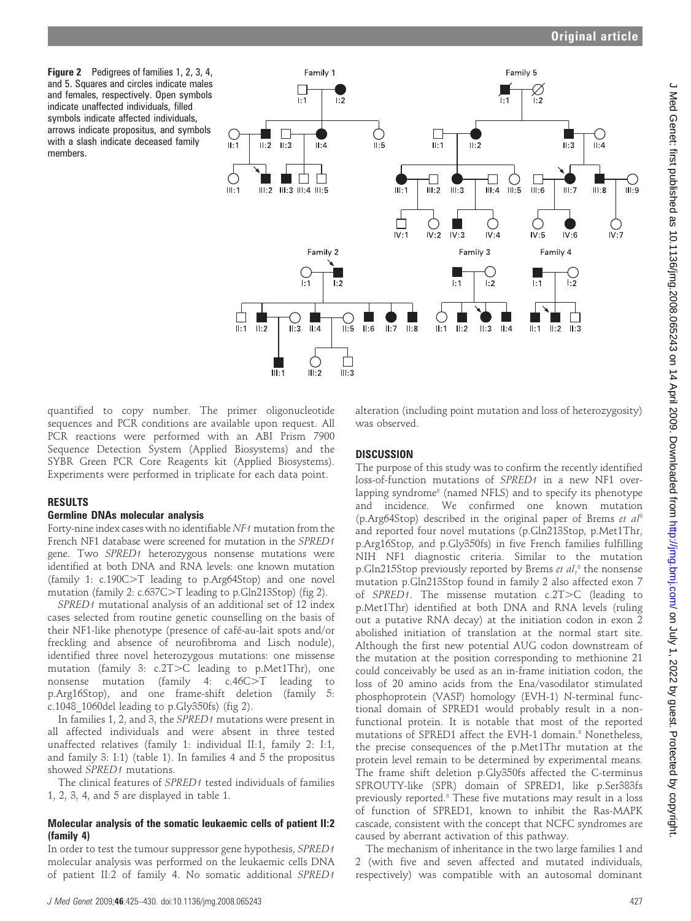**Figure 2** Pedigrees of families 1, 2, 3, 4, and 5. Squares and circles indicate males and females, respectively. Open symbols indicate unaffected individuals, filled symbols indicate affected individuals, arrows indicate propositus, and symbols with a slash indicate deceased family members.

quantified to copy number. The primer oligonucleotide sequences and PCR conditions are available upon request. All PCR reactions were performed with an ABI Prism 7900 Sequence Detection System (Applied Biosystems) and the SYBR Green PCR Core Reagents kit (Applied Biosystems). Experiments were performed in triplicate for each data point.

## RESULTS

### Germline DNAs molecular analysis

Forty-nine index cases with no identifiable *NF1* mutation from the French NF1 database were screened for mutation in the *SPRED1* gene. Two *SPRED1* heterozygous nonsense mutations were identified at both DNA and RNA levels: one known mutation (family 1: c.190C>T leading to p.Arg64Stop) and one novel mutation (family 2: c.637C>T leading to p.Gln213Stop) (fig 2).

*SPRED1* mutational analysis of an additional set of 12 index cases selected from routine genetic counselling on the basis of their NF1-like phenotype (presence of café-au-lait spots and/or freckling and absence of neurofibroma and Lisch nodule), identified three novel heterozygous mutations: one missense mutation (family 3: c.2T>C leading to p.Met1Thr), one nonsense mutation (family 4: c.46C>T leading to p.Arg16Stop), and one frame-shift deletion (family 5: c.1048_1060del leading to p.Gly350fs) (fig 2).

In families 1, 2, and 3, the *SPRED1* mutations were present in all affected individuals and were absent in three tested unaffected relatives (family 1: individual II:1, family 2: I:1, and family 3: I:1) (table 1). In families 4 and 5 the propositus showed *SPRED1* mutations.

The clinical features of *SPRED1* tested individuals of families 1, 2, 3, 4, and 5 are displayed in table 1.

### Molecular analysis of the somatic leukaemic cells of patient II:2 (family 4)

In order to test the tumour suppressor gene hypothesis, *SPRED1* molecular analysis was performed on the leukaemic cells DNA of patient II:2 of family 4. No somatic additional *SPRED1* alteration (including point mutation and loss of heterozygosity) was observed.

## DISCUSSION

The purpose of this study was to confirm the recently identified loss-of-function mutations of *SPRED1* in a new NF1 overlapping syndrome[8] (named NFLS) and to specify its phenotype and incidence. We confirmed one known mutation (p.Arg64Stop) described in the original paper of Brems *et al*[8] and reported four novel mutations (p.Gln213Stop, p.Met1Thr, p.Arg16Stop, and p.Gly350fs) in five French families fulfilling NIH NF1 diagnostic criteria. Similar to the mutation p.Gln215Stop previously reported by Brems *et al*,[8] the nonsense mutation p.Gln213Stop found in family 2 also affected exon 7 of *SPRED1*. The missense mutation c.2T>C (leading to p.Met1Thr) identified at both DNA and RNA levels (ruling out a putative RNA decay) at the initiation codon in exon 2 abolished initiation of translation at the normal start site. Although the first new potential AUG codon downstream of the mutation at the position corresponding to methionine 21 could conceivably be used as an in-frame initiation codon, the loss of 20 amino acids from the Ena/vasodilator stimulated phosphoprotein (VASP) homology (EVH-1) N-terminal functional domain of SPRED1 would probably result in a non-functional protein. It is notable that most of the reported mutations of SPRED1 affect the EVH-1 domain.[8] Nonetheless, the precise consequences of the p.Met1Thr mutation at the protein level remain to be determined by experimental means. The frame shift deletion p.Gly350fs affected the C-terminus SPROUTY-like (SPR) domain of SPRED1, like p.Ser383fs previously reported.[8] These five mutations may result in a loss of function of SPRED1, known to inhibit the Ras-MAPK cascade, consistent with the concept that NCFC syndromes are caused by aberrant activation of this pathway.

The mechanism of inheritance in the two large families 1 and 2 (with five and seven affected and mutated individuals, respectively) was compatible with an autosomal dominant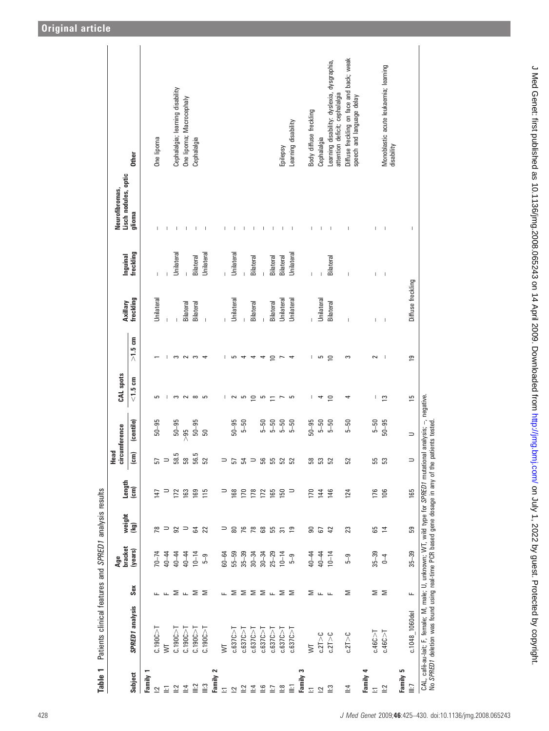**Table 1** Patients clinical features and *SPRED1* analysis results

| Subject | *SPRED1* analysis | Sex | Age bracket (years) | weight (kg) | Length (cm) | Head circumference (cm) | Head circumference (centile) | CAL spots <1.5 cm | CAL spots >1.5 cm | Axillary freckling | Inguinal freckling | Neurofibromas, Lisch nodules, optic glioma | Other |
|---|---|---|---|---|---|---|---|---|---|---|---|---|---|
| **Family 1** | | | | | | | | | | | | | |
| I:2 | C.190C>T | F | 70–74 | 78 | 147 | 57 | 50–95 | 5 | 1 | Unilateral | – | – | One lipoma |
| II:1 | WT | F | 40–44 | U | U | U | | – | – | – | – | – | |
| II:2 | C.190C>T | M | 40–44 | 92 | 172 | 58.5 | 50–95 | 3 | 3 | – | Unilateral | – | Cephalalgia; learning disability |
| II:4 | C.190C>T | F | 40–44 | U | 163 | 58 | >95 | 2 | 2 | Bilateral | – | – | One lipoma; Macrocephaly |
| III:2 | C.190C>T | M | 10–14 | 64 | 169 | 56.5 | 50–95 | 8 | 3 | Bilateral | Bilateral | – | Cephalalgia |
| III:3 | C.190C>T | M | 5–9 | 22 | 115 | 52 | 50 | 5 | 4 | – | Unilateral | – | |
| **Family 2** | | | | | | | | | | | | | |
| I:1 | WT | F | 60–64 | U | U | U | | – | – | – | – | – | |
| I:2 | c.637C>T | M | 55–59 | 80 | 168 | 57 | 50–95 | 2 | 5 | Unilateral | Unilateral | – | |
| II:2 | c.637C>T | M | 35–39 | 76 | 170 | 54 | 5–50 | 5 | 4 | – | – | – | |
| II:4 | c.637C>T | M | 30–34 | 78 | 178 | U | | 10 | 4 | Bilateral | Bilateral | – | |
| II:6 | c.637C>T | M | 30–34 | 68 | 172 | 56 | 5–50 | 5 | 4 | – | – | – | |
| II:7 | c.637C>T | F | 25–29 | 55 | 165 | 55 | 5–50 | 11 | 10 | Bilateral | Bilateral | – | |
| II:8 | c.637C>T | M | 10–14 | 31 | 150 | 52 | 5–50 | 7 | 7 | Unilateral | Bilateral | – | Epilepsy |
| III:1 | c.637C>T | M | 5–9 | 19 | U | 52 | 5–50 | 5 | 4 | Unilateral | Unilateral | – | Learning disability |
| **Family 3** | | | | | | | | | | | | | |
| I:1 | WT | M | 40–44 | 90 | 170 | 58 | 50–95 | – | – | – | – | – | Body diffuse freckling |
| I:2 | c.2T>C | F | 40–44 | 67 | 144 | 53 | 5–50 | 4 | 5 | Unilateral | – | – | Cephalalgia |
| II:3 | c.2T>C | F | 10–14 | 42 | 146 | 52 | 5–50 | 10 | 10 | Bilateral | Bilateral | – | Learning disability: dyslexia, dysgraphia, attention deficit; cephalalgia |
| II:4 | c.2T>C | M | 5–9 | 23 | 124 | 52 | 5–50 | 4 | 3 | – | – | – | Diffuse freckling on face and back; weak speech and language delay |
| **Family 4** | | | | | | | | | | | | | |
| I:1 | c.46C>T | M | 35–39 | 65 | 176 | 55 | 5–50 | – | 2 | – | – | – | |
| II:2 | c.46C>T | M | 0–4 | 14 | 106 | 53 | 50–95 | 13 | – | – | – | – | Monoblastic acute leukaemia; learning disability |
| **Family 5** | | | | | | | | | | | | | |
| III:7 | c.1048_1060del | F | 35–39 | 59 | 165 | U | U | 15 | 19 | Diffuse freckling | | – | |

CAL, café-au-lait; F, female; M, male; U, unknown; WT, wild type for *SPRED1* mutational analysis; –, negative.
No *SPRED1* deletion was found using real-time PCR based gene dosage in any of the patients tested.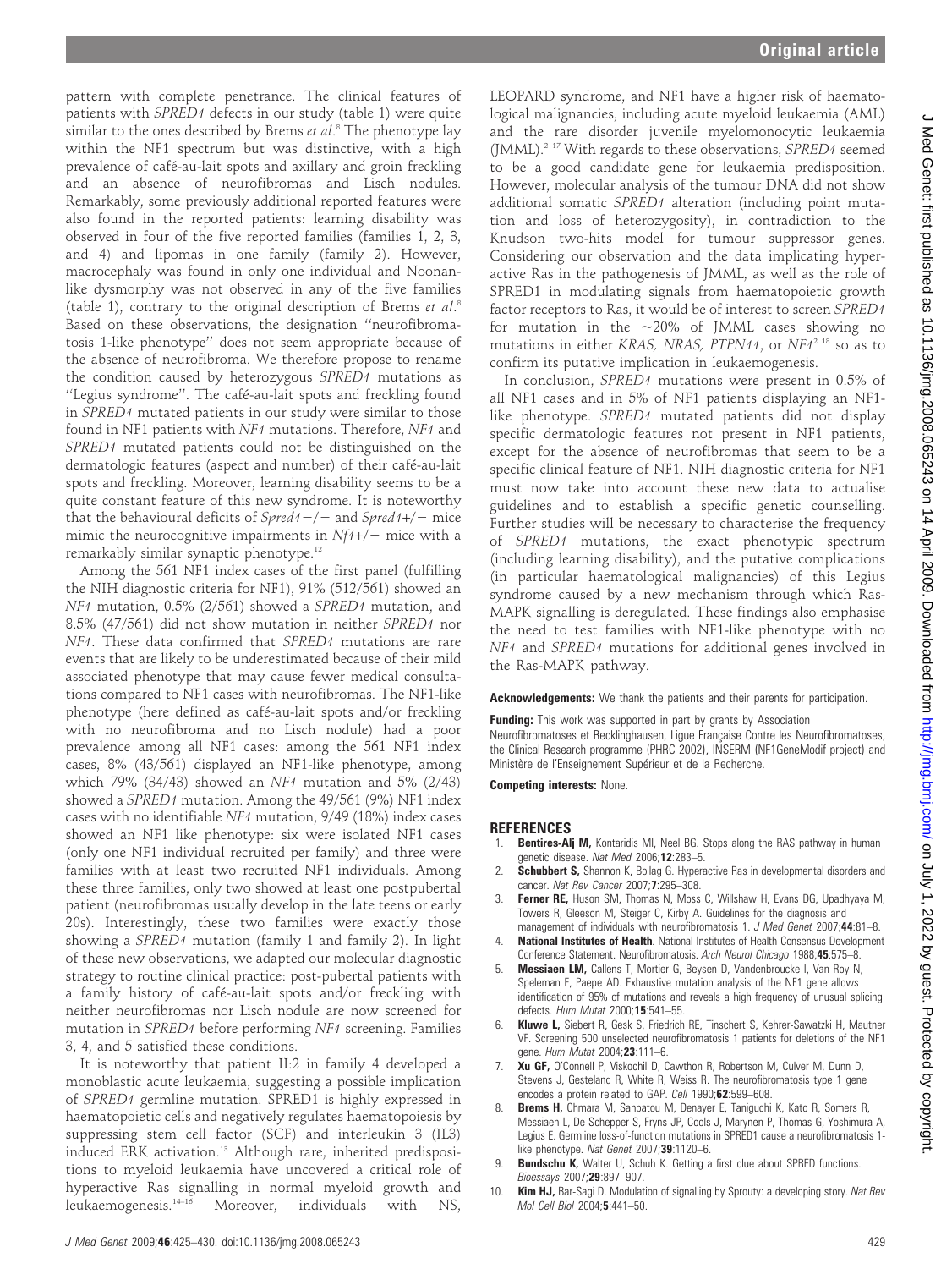pattern with complete penetrance. The clinical features of patients with *SPRED1* defects in our study (table 1) were quite similar to the ones described by Brems *et al*.[8] The phenotype lay within the NF1 spectrum but was distinctive, with a high prevalence of café-au-lait spots and axillary and groin freckling and an absence of neurofibromas and Lisch nodules. Remarkably, some previously additional reported features were also found in the reported patients: learning disability was observed in four of the five reported families (families 1, 2, 3, and 4) and lipomas in one family (family 2). However, macrocephaly was found in only one individual and Noonan-like dysmorphy was not observed in any of the five families (table 1), contrary to the original description of Brems *et al*.[8] Based on these observations, the designation ''neurofibromatosis 1-like phenotype'' does not seem appropriate because of the absence of neurofibroma. We therefore propose to rename the condition caused by heterozygous *SPRED1* mutations as ''Legius syndrome''. The café-au-lait spots and freckling found in *SPRED1* mutated patients in our study were similar to those found in NF1 patients with *NF1* mutations. Therefore, *NF1* and *SPRED1* mutated patients could not be distinguished on the dermatologic features (aspect and number) of their café-au-lait spots and freckling. Moreover, learning disability seems to be a quite constant feature of this new syndrome. It is noteworthy that the behavioural deficits of *Spred1−/−* and *Spred1+/−* mice mimic the neurocognitive impairments in *Nf1+/−* mice with a remarkably similar synaptic phenotype.[12]

Among the 561 NF1 index cases of the first panel (fulfilling the NIH diagnostic criteria for NF1), 91% (512/561) showed an *NF1* mutation, 0.5% (2/561) showed a *SPRED1* mutation, and 8.5% (47/561) did not show mutation in neither *SPRED1* nor *NF1*. These data confirmed that *SPRED1* mutations are rare events that are likely to be underestimated because of their mild associated phenotype that may cause fewer medical consultations compared to NF1 cases with neurofibromas. The NF1-like phenotype (here defined as café-au-lait spots and/or freckling with no neurofibroma and no Lisch nodule) had a poor prevalence among all NF1 cases: among the 561 NF1 index cases, 8% (43/561) displayed an NF1-like phenotype, among which 79% (34/43) showed an *NF1* mutation and 5% (2/43) showed a *SPRED1* mutation. Among the 49/561 (9%) NF1 index cases with no identifiable *NF1* mutation, 9/49 (18%) index cases showed an NF1 like phenotype: six were isolated NF1 cases (only one NF1 individual recruited per family) and three were families with at least two recruited NF1 individuals. Among these three families, only two showed at least one postpubertal patient (neurofibromas usually develop in the late teens or early 20s). Interestingly, these two families were exactly those showing a *SPRED1* mutation (family 1 and family 2). In light of these new observations, we adapted our molecular diagnostic strategy to routine clinical practice: post-pubertal patients with a family history of café-au-lait spots and/or freckling with neither neurofibromas nor Lisch nodule are now screened for mutation in *SPRED1* before performing *NF1* screening. Families 3, 4, and 5 satisfied these conditions.

It is noteworthy that patient II:2 in family 4 developed a monoblastic acute leukaemia, suggesting a possible implication of *SPRED1* germline mutation. SPRED1 is highly expressed in haematopoietic cells and negatively regulates haematopoiesis by suppressing stem cell factor (SCF) and interleukin 3 (IL3) induced ERK activation.[13] Although rare, inherited predispositions to myeloid leukaemia have uncovered a critical role of hyperactive Ras signalling in normal myeloid growth and leukaemogenesis.[14–16] Moreover, individuals with NS, LEOPARD syndrome, and NF1 have a higher risk of haematological malignancies, including acute myeloid leukaemia (AML) and the rare disorder juvenile myelomonocytic leukaemia (JMML).[2 17] With regards to these observations, *SPRED1* seemed to be a good candidate gene for leukaemia predisposition. However, molecular analysis of the tumour DNA did not show additional somatic *SPRED1* alteration (including point mutation and loss of heterozygosity), in contradiction to the Knudson two-hits model for tumour suppressor genes. Considering our observation and the data implicating hyperactive Ras in the pathogenesis of JMML, as well as the role of SPRED1 in modulating signals from haematopoietic growth factor receptors to Ras, it would be of interest to screen *SPRED1* for mutation in the ~20% of JMML cases showing no mutations in either *KRAS, NRAS, PTPN11*, or *NF1*[2 18] so as to confirm its putative implication in leukaemogenesis.

In conclusion, *SPRED1* mutations were present in 0.5% of all NF1 cases and in 5% of NF1 patients displaying an NF1-like phenotype. *SPRED1* mutated patients did not display specific dermatologic features not present in NF1 patients, except for the absence of neurofibromas that seem to be a specific clinical feature of NF1. NIH diagnostic criteria for NF1 must now take into account these new data to actualise guidelines and to establish a specific genetic counselling. Further studies will be necessary to characterise the frequency of *SPRED1* mutations, the exact phenotypic spectrum (including learning disability), and the putative complications (in particular haematological malignancies) of this Legius syndrome caused by a new mechanism through which Ras-MAPK signalling is deregulated. These findings also emphasise the need to test families with NF1-like phenotype with no *NF1* and *SPRED1* mutations for additional genes involved in the Ras-MAPK pathway.

**Acknowledgements:** We thank the patients and their parents for participation.

**Funding:** This work was supported in part by grants by Association Neurofibromatoses et Recklinghausen, Ligue Française Contre les Neurofibromatoses, the Clinical Research programme (PHRC 2002), INSERM (NF1GeneModif project) and Ministère de l'Enseignement Supérieur et de la Recherche.

**Competing interests:** None.

## REFERENCES

1. **Bentires-Alj M,** Kontaridis MI, Neel BG. Stops along the RAS pathway in human genetic disease. *Nat Med* 2006;**12**:283–5.
2. **Schubbert S,** Shannon K, Bollag G. Hyperactive Ras in developmental disorders and cancer. *Nat Rev Cancer* 2007;**7**:295–308.
3. **Ferner RE,** Huson SM, Thomas N, Moss C, Willshaw H, Evans DG, Upadhyaya M, Towers R, Gleeson M, Steiger C, Kirby A. Guidelines for the diagnosis and management of individuals with neurofibromatosis 1. *J Med Genet* 2007;**44**:81–8.
4. **National Institutes of Health**. National Institutes of Health Consensus Development Conference Statement. Neurofibromatosis. *Arch Neurol Chicago* 1988;**45**:575–8.
5. **Messiaen LM,** Callens T, Mortier G, Beysen D, Vandenbroucke I, Van Roy N, Speleman F, Paepe AD. Exhaustive mutation analysis of the NF1 gene allows identification of 95% of mutations and reveals a high frequency of unusual splicing defects. *Hum Mutat* 2000;**15**:541–55.
6. **Kluwe L,** Siebert R, Gesk S, Friedrich RE, Tinschert S, Kehrer-Sawatzki H, Mautner VF. Screening 500 unselected neurofibromatosis 1 patients for deletions of the NF1 gene. *Hum Mutat* 2004;**23**:111–6.
7. **Xu GF,** O'Connell P, Viskochil D, Cawthon R, Robertson M, Culver M, Dunn D, Stevens J, Gesteland R, White R, Weiss R. The neurofibromatosis type 1 gene encodes a protein related to GAP. *Cell* 1990;**62**:599–608.
8. **Brems H,** Chmara M, Sahbatou M, Denayer E, Taniguchi K, Kato R, Somers R, Messiaen L, De Schepper S, Fryns JP, Cools J, Marynen P, Thomas G, Yoshimura A, Legius E. Germline loss-of-function mutations in SPRED1 cause a neurofibromatosis 1-like phenotype. *Nat Genet* 2007;**39**:1120–6.
9. **Bundschu K,** Walter U, Schuh K. Getting a first clue about SPRED functions. *Bioessays* 2007;**29**:897–907.
10. **Kim HJ,** Bar-Sagi D. Modulation of signalling by Sprouty: a developing story. *Nat Rev Mol Cell Biol* 2004;**5**:441–50.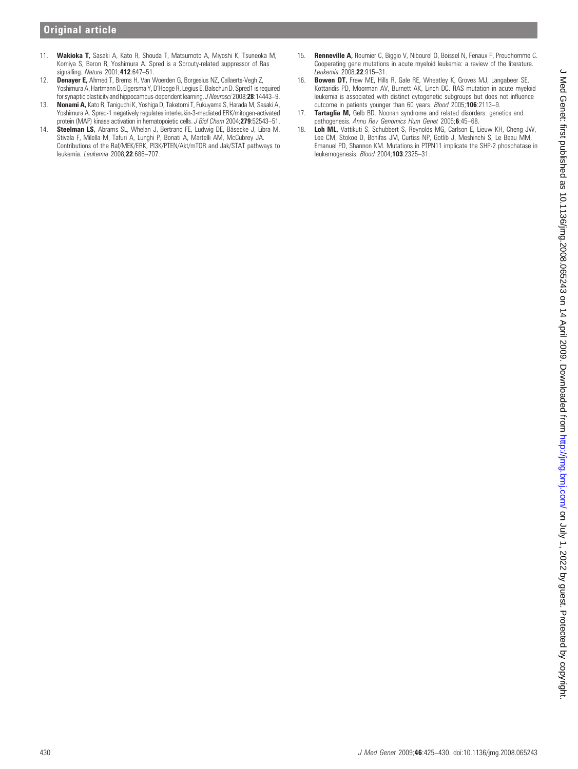11. **Wakioka T,** Sasaki A, Kato R, Shouda T, Matsumoto A, Miyoshi K, Tsuneoka M, Komiya S, Baron R, Yoshimura A. Spred is a Sprouty-related suppressor of Ras signalling. *Nature* 2001;**412**:647–51.
12. **Denayer E,** Ahmed T, Brems H, Van Woerden G, Borgesius NZ, Callaerts-Vegh Z, Yoshimura A, Hartmann D, Elgersma Y, D'Hooge R, Legius E, Balschun D. Spred1 is required for synaptic plasticity and hippocampus-dependent learning. *J Neurosci* 2008;**28**:14443–9.
13. **Nonami A,** Kato R, Taniguchi K, Yoshiga D, Taketomi T, Fukuyama S, Harada M, Sasaki A, Yoshimura A. Spred-1 negatively regulates interleukin-3-mediated ERK/mitogen-activated protein (MAP) kinase activation in hematopoietic cells. *J Biol Chem* 2004;**279**:52543–51.
14. **Steelman LS,** Abrams SL, Whelan J, Bertrand FE, Ludwig DE, Bäsecke J, Libra M, Stivala F, Milella M, Tafuri A, Lunghi P, Bonati A, Martelli AM, McCubrey JA. Contributions of the Raf/MEK/ERK, PI3K/PTEN/Akt/mTOR and Jak/STAT pathways to leukemia. *Leukemia* 2008;**22**:686–707.
15. **Renneville A,** Roumier C, Biggio V, Nibourel O, Boissel N, Fenaux P, Preudhomme C. Cooperating gene mutations in acute myeloid leukemia: a review of the literature. *Leukemia* 2008;**22**:915–31.
16. **Bowen DT,** Frew ME, Hills R, Gale RE, Wheatley K, Groves MJ, Langabeer SE, Kottaridis PD, Moorman AV, Burnett AK, Linch DC. RAS mutation in acute myeloid leukemia is associated with distinct cytogenetic subgroups but does not influence outcome in patients younger than 60 years. *Blood* 2005;**106**:2113–9.
17. **Tartaglia M,** Gelb BD. Noonan syndrome and related disorders: genetics and pathogenesis. *Annu Rev Genomics Hum Genet* 2005;**6**:45–68.
18. **Loh ML,** Vattikuti S, Schubbert S, Reynolds MG, Carlson E, Lieuw KH, Cheng JW, Lee CM, Stokoe D, Bonifas JM, Curtiss NP, Gotlib J, Meshinchi S, Le Beau MM, Emanuel PD, Shannon KM. Mutations in PTPN11 implicate the SHP-2 phosphatase in leukemogenesis. *Blood* 2004;**103**:2325–31.